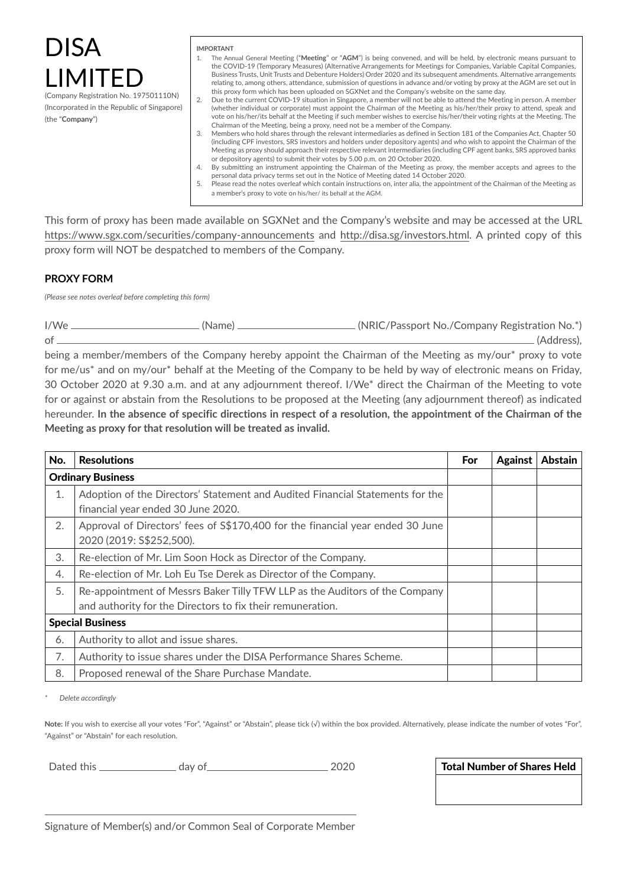# DISA LIMITED

(Company Registration No. 197501110N)
(Incorporated in the Republic of Singapore)
(the "**Company**")

**IMPORTANT**

1. The Annual General Meeting ("**Meeting**" or "**AGM**") is being convened, and will be held, by electronic means pursuant to the COVID-19 (Temporary Measures) (Alternative Arrangements for Meetings for Companies, Variable Capital Companies, Business Trusts, Unit Trusts and Debenture Holders) Order 2020 and its subsequent amendments. Alternative arrangements relating to, among others, attendance, submission of questions in advance and/or voting by proxy at the AGM are set out in this proxy form which has been uploaded on SGXNet and the Company's website on the same day.
2. Due to the current COVID-19 situation in Singapore, a member will not be able to attend the Meeting in person. A member (whether individual or corporate) must appoint the Chairman of the Meeting as his/her/their proxy to attend, speak and vote on his/her/its behalf at the Meeting if such member wishes to exercise his/her/their voting rights at the Meeting. The Chairman of the Meeting, being a proxy, need not be a member of the Company.
3. Members who hold shares through the relevant intermediaries as defined in Section 181 of the Companies Act, Chapter 50 (including CPF investors, SRS investors and holders under depository agents) and who wish to appoint the Chairman of the Meeting as proxy should approach their respective relevant intermediaries (including CPF agent banks, SRS approved banks or depository agents) to submit their votes by 5.00 p.m. on 20 October 2020.
4. By submitting an instrument appointing the Chairman of the Meeting as proxy, the member accepts and agrees to the personal data privacy terms set out in the Notice of Meeting dated 14 October 2020.
5. Please read the notes overleaf which contain instructions on, inter alia, the appointment of the Chairman of the Meeting as a member's proxy to vote on his/her/ its behalf at the AGM.

This form of proxy has been made available on SGXNet and the Company's website and may be accessed at the URL https://www.sgx.com/securities/company-announcements and http://disa.sg/investors.html. A printed copy of this proxy form will NOT be despatched to members of the Company.

**PROXY FORM**

*(Please see notes overleaf before completing this form)*

I/We ______________________ (Name) ______________________ (NRIC/Passport No./Company Registration No.*)
of ____________________________________________________________________________ (Address),
being a member/members of the Company hereby appoint the Chairman of the Meeting as my/our* proxy to vote for me/us* and on my/our* behalf at the Meeting of the Company to be held by way of electronic means on Friday, 30 October 2020 at 9.30 a.m. and at any adjournment thereof. I/We* direct the Chairman of the Meeting to vote for or against or abstain from the Resolutions to be proposed at the Meeting (any adjournment thereof) as indicated hereunder. **In the absence of specific directions in respect of a resolution, the appointment of the Chairman of the Meeting as proxy for that resolution will be treated as invalid.**

| No. | Resolutions | For | Against | Abstain |
|---|---|---|---|---|
| **Ordinary Business** | | | | |
| 1. | Adoption of the Directors' Statement and Audited Financial Statements for the financial year ended 30 June 2020. | | | |
| 2. | Approval of Directors' fees of S$170,400 for the financial year ended 30 June 2020 (2019: S$252,500). | | | |
| 3. | Re-election of Mr. Lim Soon Hock as Director of the Company. | | | |
| 4. | Re-election of Mr. Loh Eu Tse Derek as Director of the Company. | | | |
| 5. | Re-appointment of Messrs Baker Tilly TFW LLP as the Auditors of the Company and authority for the Directors to fix their remuneration. | | | |
| **Special Business** | | | | |
| 6. | Authority to allot and issue shares. | | | |
| 7. | Authority to issue shares under the DISA Performance Shares Scheme. | | | |
| 8. | Proposed renewal of the Share Purchase Mandate. | | | |

\* *Delete accordingly*

**Note:** If you wish to exercise all your votes "For", "Against" or "Abstain", please tick (√) within the box provided. Alternatively, please indicate the number of votes "For", "Against" or "Abstain" for each resolution.

Dated this ______________ day of ______________________ 2020

| Total Number of Shares Held |
|---|
| |

______________________________________________
Signature of Member(s) and/or Common Seal of Corporate Member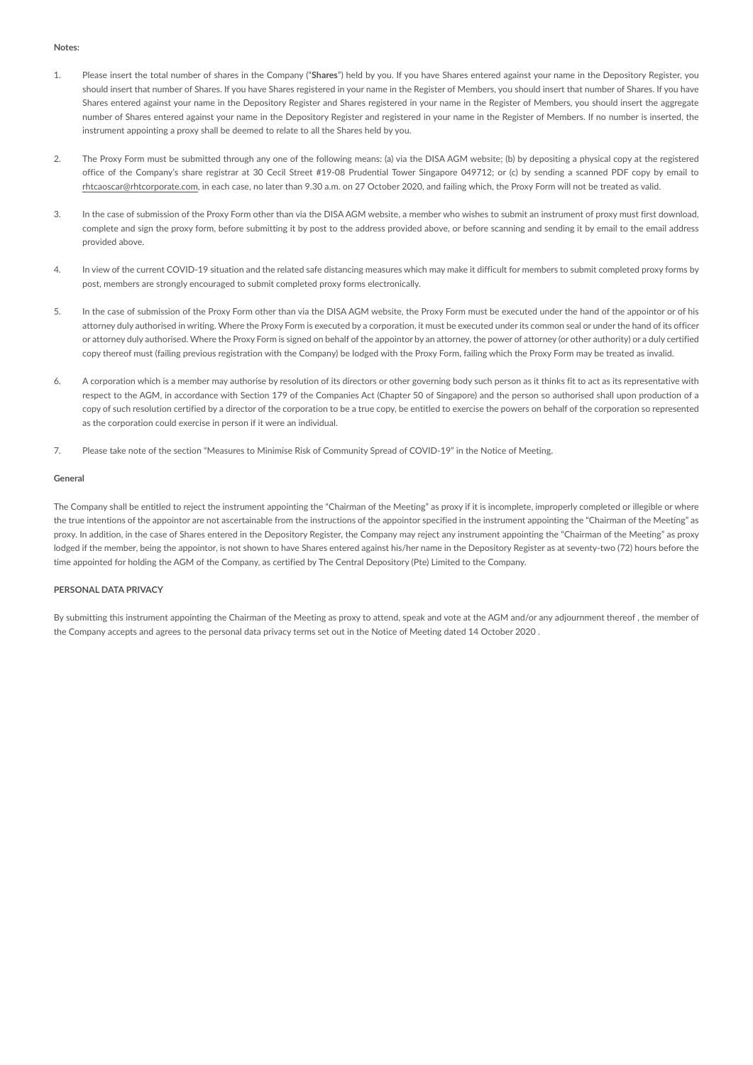**Notes:**

1. Please insert the total number of shares in the Company ("**Shares**") held by you. If you have Shares entered against your name in the Depository Register, you should insert that number of Shares. If you have Shares registered in your name in the Register of Members, you should insert that number of Shares. If you have Shares entered against your name in the Depository Register and Shares registered in your name in the Register of Members, you should insert the aggregate number of Shares entered against your name in the Depository Register and registered in your name in the Register of Members. If no number is inserted, the instrument appointing a proxy shall be deemed to relate to all the Shares held by you.

2. The Proxy Form must be submitted through any one of the following means: (a) via the DISA AGM website; (b) by depositing a physical copy at the registered office of the Company's share registrar at 30 Cecil Street #19-08 Prudential Tower Singapore 049712; or (c) by sending a scanned PDF copy by email to rhtcaoscar@rhtcorporate.com, in each case, no later than 9.30 a.m. on 27 October 2020, and failing which, the Proxy Form will not be treated as valid.

3. In the case of submission of the Proxy Form other than via the DISA AGM website, a member who wishes to submit an instrument of proxy must first download, complete and sign the proxy form, before submitting it by post to the address provided above, or before scanning and sending it by email to the email address provided above.

4. In view of the current COVID-19 situation and the related safe distancing measures which may make it difficult for members to submit completed proxy forms by post, members are strongly encouraged to submit completed proxy forms electronically.

5. In the case of submission of the Proxy Form other than via the DISA AGM website, the Proxy Form must be executed under the hand of the appointor or of his attorney duly authorised in writing. Where the Proxy Form is executed by a corporation, it must be executed under its common seal or under the hand of its officer or attorney duly authorised. Where the Proxy Form is signed on behalf of the appointor by an attorney, the power of attorney (or other authority) or a duly certified copy thereof must (failing previous registration with the Company) be lodged with the Proxy Form, failing which the Proxy Form may be treated as invalid.

6. A corporation which is a member may authorise by resolution of its directors or other governing body such person as it thinks fit to act as its representative with respect to the AGM, in accordance with Section 179 of the Companies Act (Chapter 50 of Singapore) and the person so authorised shall upon production of a copy of such resolution certified by a director of the corporation to be a true copy, be entitled to exercise the powers on behalf of the corporation so represented as the corporation could exercise in person if it were an individual.

7. Please take note of the section "Measures to Minimise Risk of Community Spread of COVID-19" in the Notice of Meeting.

**General**

The Company shall be entitled to reject the instrument appointing the "Chairman of the Meeting" as proxy if it is incomplete, improperly completed or illegible or where the true intentions of the appointor are not ascertainable from the instructions of the appointor specified in the instrument appointing the "Chairman of the Meeting" as proxy. In addition, in the case of Shares entered in the Depository Register, the Company may reject any instrument appointing the "Chairman of the Meeting" as proxy lodged if the member, being the appointor, is not shown to have Shares entered against his/her name in the Depository Register as at seventy-two (72) hours before the time appointed for holding the AGM of the Company, as certified by The Central Depository (Pte) Limited to the Company.

**PERSONAL DATA PRIVACY**

By submitting this instrument appointing the Chairman of the Meeting as proxy to attend, speak and vote at the AGM and/or any adjournment thereof , the member of the Company accepts and agrees to the personal data privacy terms set out in the Notice of Meeting dated 14 October 2020 .